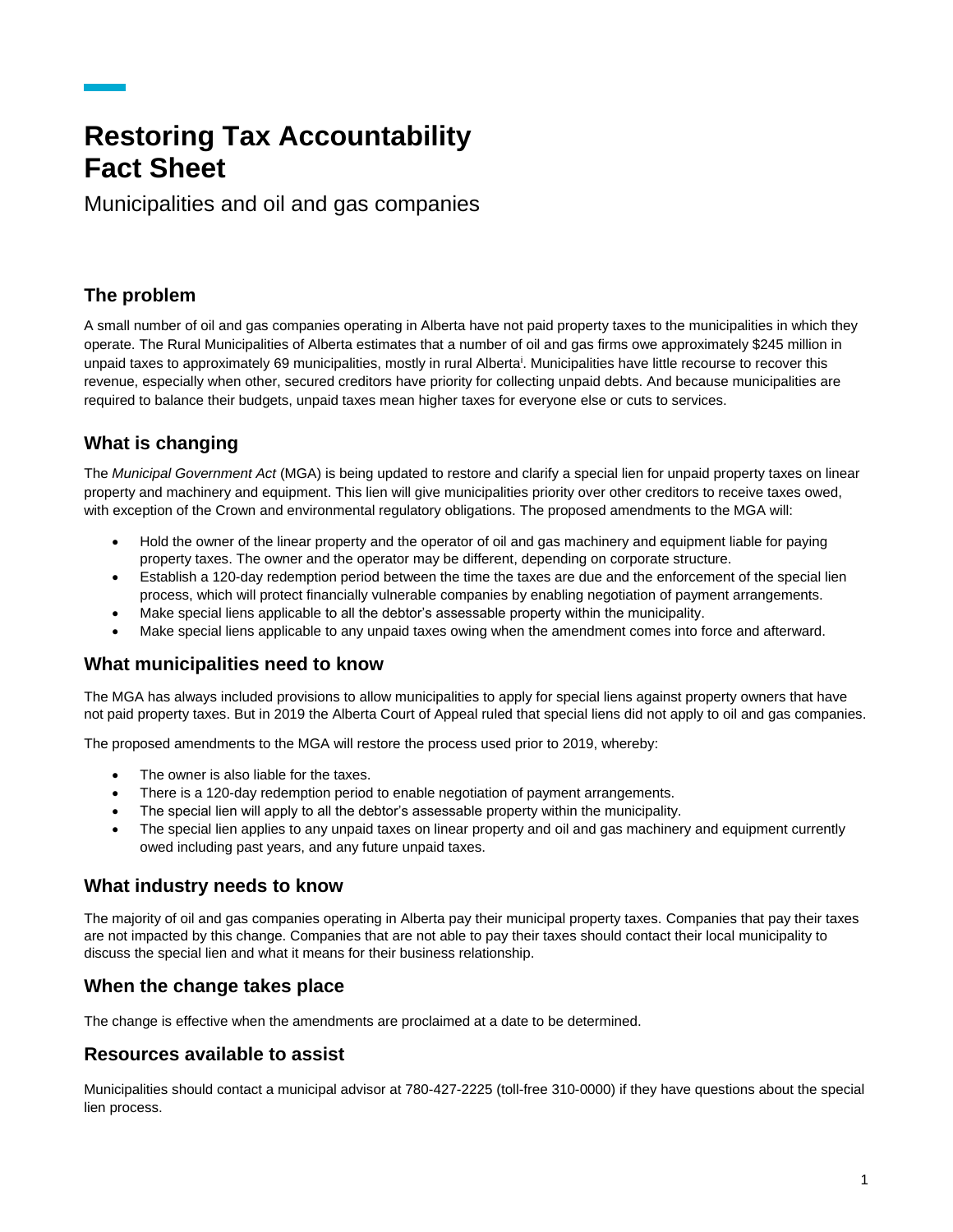# Restoring Tax Accountability Fact Sheet

Municipalities and oil and gas companies

## The problem

A small number of oil and gas companies operating in Alberta have not paid property taxes to the municipalities in which they operate. The Rural Municipalities of Alberta estimates that a number of oil and gas firms owe approximately $245 million in unpaid taxes to approximately 69 municipalities, mostly in rural Alberta[i]. Municipalities have little recourse to recover this revenue, especially when other, secured creditors have priority for collecting unpaid debts. And because municipalities are required to balance their budgets, unpaid taxes mean higher taxes for everyone else or cuts to services.

## What is changing

The *Municipal Government Act* (MGA) is being updated to restore and clarify a special lien for unpaid property taxes on linear property and machinery and equipment. This lien will give municipalities priority over other creditors to receive taxes owed, with exception of the Crown and environmental regulatory obligations. The proposed amendments to the MGA will:

- Hold the owner of the linear property and the operator of oil and gas machinery and equipment liable for paying property taxes. The owner and the operator may be different, depending on corporate structure.
- Establish a 120-day redemption period between the time the taxes are due and the enforcement of the special lien process, which will protect financially vulnerable companies by enabling negotiation of payment arrangements.
- Make special liens applicable to all the debtor's assessable property within the municipality.
- Make special liens applicable to any unpaid taxes owing when the amendment comes into force and afterward.

## What municipalities need to know

The MGA has always included provisions to allow municipalities to apply for special liens against property owners that have not paid property taxes. But in 2019 the Alberta Court of Appeal ruled that special liens did not apply to oil and gas companies.

The proposed amendments to the MGA will restore the process used prior to 2019, whereby:

- The owner is also liable for the taxes.
- There is a 120-day redemption period to enable negotiation of payment arrangements.
- The special lien will apply to all the debtor's assessable property within the municipality.
- The special lien applies to any unpaid taxes on linear property and oil and gas machinery and equipment currently owed including past years, and any future unpaid taxes.

## What industry needs to know

The majority of oil and gas companies operating in Alberta pay their municipal property taxes. Companies that pay their taxes are not impacted by this change. Companies that are not able to pay their taxes should contact their local municipality to discuss the special lien and what it means for their business relationship.

## When the change takes place

The change is effective when the amendments are proclaimed at a date to be determined.

## Resources available to assist

Municipalities should contact a municipal advisor at 780-427-2225 (toll-free 310-0000) if they have questions about the special lien process.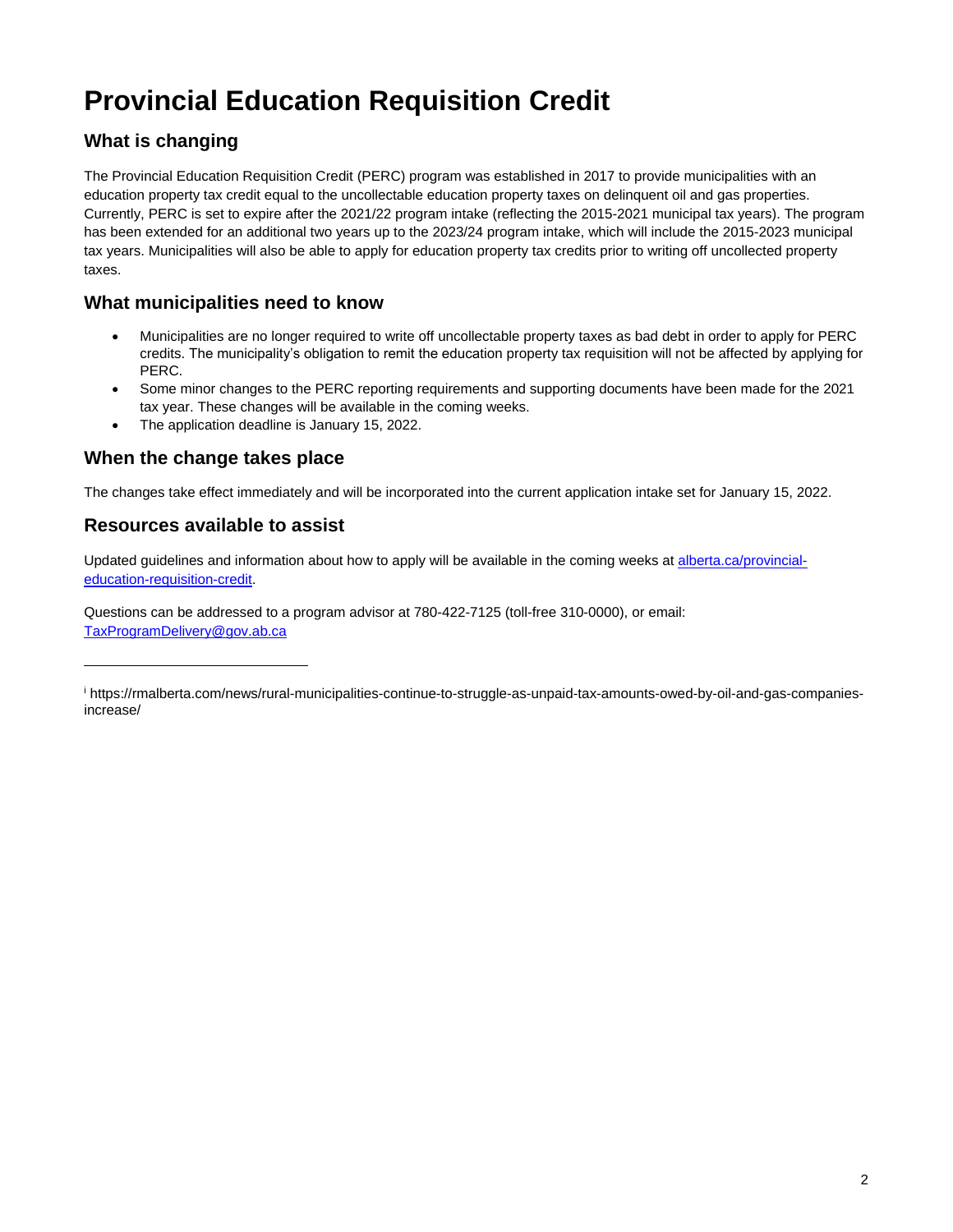# Provincial Education Requisition Credit

## What is changing

The Provincial Education Requisition Credit (PERC) program was established in 2017 to provide municipalities with an education property tax credit equal to the uncollectable education property taxes on delinquent oil and gas properties. Currently, PERC is set to expire after the 2021/22 program intake (reflecting the 2015-2021 municipal tax years). The program has been extended for an additional two years up to the 2023/24 program intake, which will include the 2015-2023 municipal tax years. Municipalities will also be able to apply for education property tax credits prior to writing off uncollected property taxes.

## What municipalities need to know

- Municipalities are no longer required to write off uncollectable property taxes as bad debt in order to apply for PERC credits. The municipality's obligation to remit the education property tax requisition will not be affected by applying for PERC.
- Some minor changes to the PERC reporting requirements and supporting documents have been made for the 2021 tax year. These changes will be available in the coming weeks.
- The application deadline is January 15, 2022.

## When the change takes place

The changes take effect immediately and will be incorporated into the current application intake set for January 15, 2022.

## Resources available to assist

Updated guidelines and information about how to apply will be available in the coming weeks at [alberta.ca/provincial-education-requisition-credit](alberta.ca/provincial-education-requisition-credit).

Questions can be addressed to a program advisor at 780-422-7125 (toll-free 310-0000), or email: [TaxProgramDelivery@gov.ab.ca](mailto:TaxProgramDelivery@gov.ab.ca)

---

[i] https://rmalberta.com/news/rural-municipalities-continue-to-struggle-as-unpaid-tax-amounts-owed-by-oil-and-gas-companies-increase/